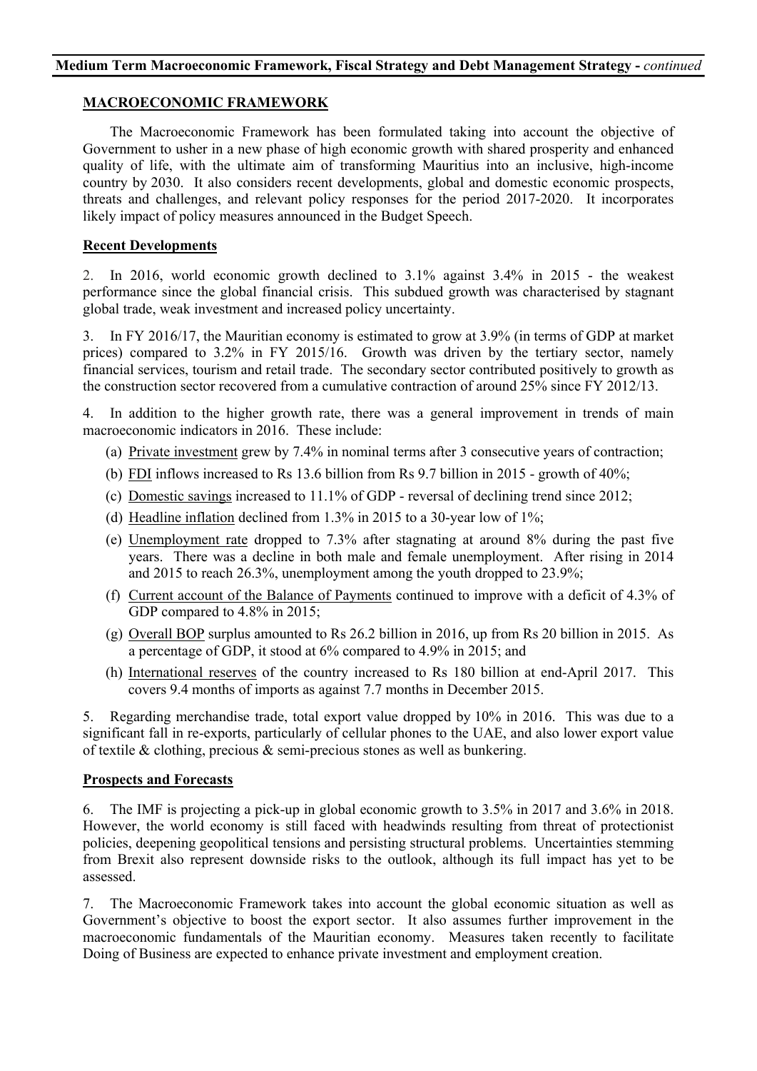## MACROECONOMIC FRAMEWORK

The Macroeconomic Framework has been formulated taking into account the objective of Government to usher in a new phase of high economic growth with shared prosperity and enhanced quality of life, with the ultimate aim of transforming Mauritius into an inclusive, high-income country by 2030. It also considers recent developments, global and domestic economic prospects, threats and challenges, and relevant policy responses for the period 2017-2020. It incorporates likely impact of policy measures announced in the Budget Speech.

### Recent Developments

2. In 2016, world economic growth declined to 3.1% against 3.4% in 2015 - the weakest performance since the global financial crisis. This subdued growth was characterised by stagnant global trade, weak investment and increased policy uncertainty.

3. In FY 2016/17, the Mauritian economy is estimated to grow at 3.9% (in terms of GDP at market prices) compared to 3.2% in FY 2015/16. Growth was driven by the tertiary sector, namely financial services, tourism and retail trade. The secondary sector contributed positively to growth as the construction sector recovered from a cumulative contraction of around 25% since FY 2012/13.

4. In addition to the higher growth rate, there was a general improvement in trends of main macroeconomic indicators in 2016. These include:

(a) Private investment grew by 7.4% in nominal terms after 3 consecutive years of contraction;

(b) FDI inflows increased to Rs 13.6 billion from Rs 9.7 billion in 2015 - growth of 40%;

(c) Domestic savings increased to 11.1% of GDP - reversal of declining trend since 2012;

(d) Headline inflation declined from 1.3% in 2015 to a 30-year low of 1%;

(e) Unemployment rate dropped to 7.3% after stagnating at around 8% during the past five years. There was a decline in both male and female unemployment. After rising in 2014 and 2015 to reach 26.3%, unemployment among the youth dropped to 23.9%;

(f) Current account of the Balance of Payments continued to improve with a deficit of 4.3% of GDP compared to 4.8% in 2015;

(g) Overall BOP surplus amounted to Rs 26.2 billion in 2016, up from Rs 20 billion in 2015. As a percentage of GDP, it stood at 6% compared to 4.9% in 2015; and

(h) International reserves of the country increased to Rs 180 billion at end-April 2017. This covers 9.4 months of imports as against 7.7 months in December 2015.

5. Regarding merchandise trade, total export value dropped by 10% in 2016. This was due to a significant fall in re-exports, particularly of cellular phones to the UAE, and also lower export value of textile & clothing, precious & semi-precious stones as well as bunkering.

### Prospects and Forecasts

6. The IMF is projecting a pick-up in global economic growth to 3.5% in 2017 and 3.6% in 2018. However, the world economy is still faced with headwinds resulting from threat of protectionist policies, deepening geopolitical tensions and persisting structural problems. Uncertainties stemming from Brexit also represent downside risks to the outlook, although its full impact has yet to be assessed.

7. The Macroeconomic Framework takes into account the global economic situation as well as Government's objective to boost the export sector. It also assumes further improvement in the macroeconomic fundamentals of the Mauritian economy. Measures taken recently to facilitate Doing of Business are expected to enhance private investment and employment creation.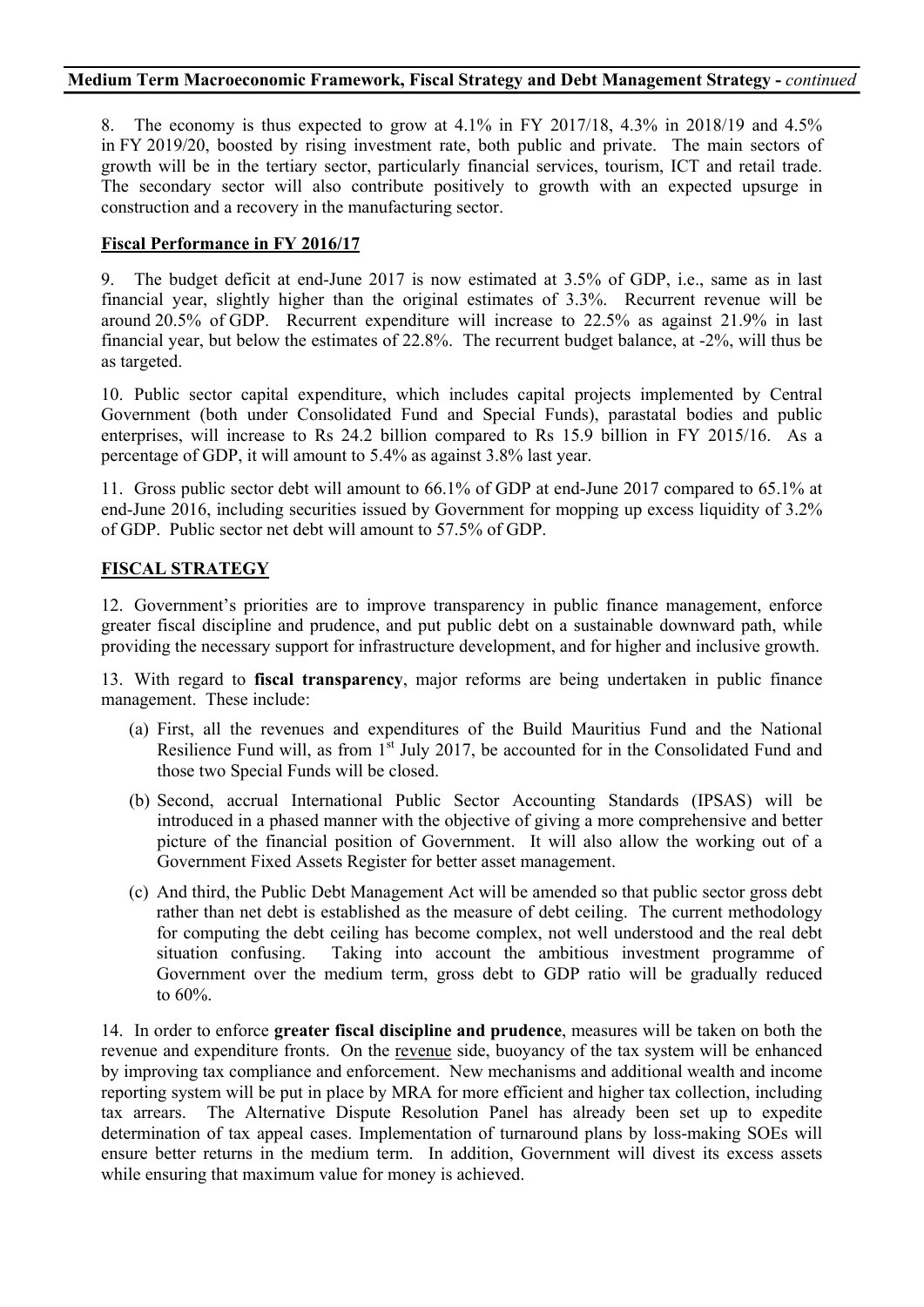8. The economy is thus expected to grow at 4.1% in FY 2017/18, 4.3% in 2018/19 and 4.5% in FY 2019/20, boosted by rising investment rate, both public and private. The main sectors of growth will be in the tertiary sector, particularly financial services, tourism, ICT and retail trade. The secondary sector will also contribute positively to growth with an expected upsurge in construction and a recovery in the manufacturing sector.

## Fiscal Performance in FY 2016/17

9. The budget deficit at end-June 2017 is now estimated at 3.5% of GDP, i.e., same as in last financial year, slightly higher than the original estimates of 3.3%. Recurrent revenue will be around 20.5% of GDP. Recurrent expenditure will increase to 22.5% as against 21.9% in last financial year, but below the estimates of 22.8%. The recurrent budget balance, at -2%, will thus be as targeted.

10. Public sector capital expenditure, which includes capital projects implemented by Central Government (both under Consolidated Fund and Special Funds), parastatal bodies and public enterprises, will increase to Rs 24.2 billion compared to Rs 15.9 billion in FY 2015/16. As a percentage of GDP, it will amount to 5.4% as against 3.8% last year.

11. Gross public sector debt will amount to 66.1% of GDP at end-June 2017 compared to 65.1% at end-June 2016, including securities issued by Government for mopping up excess liquidity of 3.2% of GDP. Public sector net debt will amount to 57.5% of GDP.

## FISCAL STRATEGY

12. Government's priorities are to improve transparency in public finance management, enforce greater fiscal discipline and prudence, and put public debt on a sustainable downward path, while providing the necessary support for infrastructure development, and for higher and inclusive growth.

13. With regard to **fiscal transparency**, major reforms are being undertaken in public finance management. These include:

(a) First, all the revenues and expenditures of the Build Mauritius Fund and the National Resilience Fund will, as from 1st July 2017, be accounted for in the Consolidated Fund and those two Special Funds will be closed.

(b) Second, accrual International Public Sector Accounting Standards (IPSAS) will be introduced in a phased manner with the objective of giving a more comprehensive and better picture of the financial position of Government. It will also allow the working out of a Government Fixed Assets Register for better asset management.

(c) And third, the Public Debt Management Act will be amended so that public sector gross debt rather than net debt is established as the measure of debt ceiling. The current methodology for computing the debt ceiling has become complex, not well understood and the real debt situation confusing. Taking into account the ambitious investment programme of Government over the medium term, gross debt to GDP ratio will be gradually reduced to 60%.

14. In order to enforce **greater fiscal discipline and prudence**, measures will be taken on both the revenue and expenditure fronts. On the revenue side, buoyancy of the tax system will be enhanced by improving tax compliance and enforcement. New mechanisms and additional wealth and income reporting system will be put in place by MRA for more efficient and higher tax collection, including tax arrears. The Alternative Dispute Resolution Panel has already been set up to expedite determination of tax appeal cases. Implementation of turnaround plans by loss-making SOEs will ensure better returns in the medium term. In addition, Government will divest its excess assets while ensuring that maximum value for money is achieved.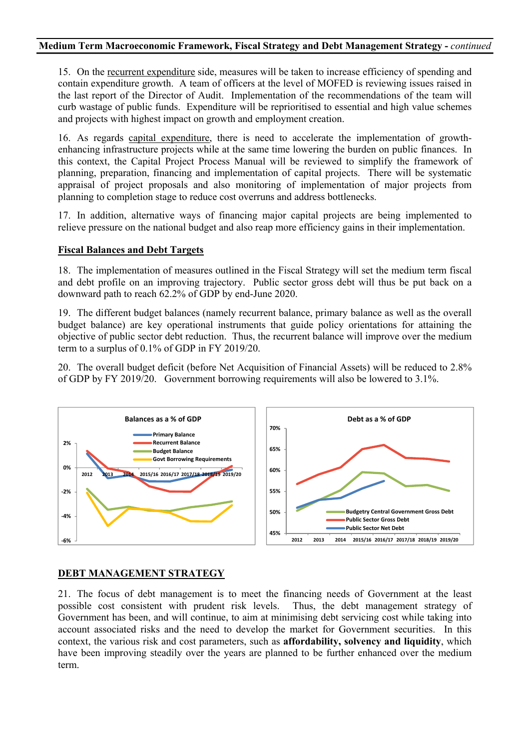15. On the recurrent expenditure side, measures will be taken to increase efficiency of spending and contain expenditure growth. A team of officers at the level of MOFED is reviewing issues raised in the last report of the Director of Audit. Implementation of the recommendations of the team will curb wastage of public funds. Expenditure will be reprioritised to essential and high value schemes and projects with highest impact on growth and employment creation.

16. As regards capital expenditure, there is need to accelerate the implementation of growth-enhancing infrastructure projects while at the same time lowering the burden on public finances. In this context, the Capital Project Process Manual will be reviewed to simplify the framework of planning, preparation, financing and implementation of capital projects. There will be systematic appraisal of project proposals and also monitoring of implementation of major projects from planning to completion stage to reduce cost overruns and address bottlenecks.

17. In addition, alternative ways of financing major capital projects are being implemented to relieve pressure on the national budget and also reap more efficiency gains in their implementation.

## Fiscal Balances and Debt Targets

18. The implementation of measures outlined in the Fiscal Strategy will set the medium term fiscal and debt profile on an improving trajectory. Public sector gross debt will thus be put back on a downward path to reach 62.2% of GDP by end-June 2020.

19. The different budget balances (namely recurrent balance, primary balance as well as the overall budget balance) are key operational instruments that guide policy orientations for attaining the objective of public sector debt reduction. Thus, the recurrent balance will improve over the medium term to a surplus of 0.1% of GDP in FY 2019/20.

20. The overall budget deficit (before Net Acquisition of Financial Assets) will be reduced to 2.8% of GDP by FY 2019/20. Government borrowing requirements will also be lowered to 3.1%.

## DEBT MANAGEMENT STRATEGY

21. The focus of debt management is to meet the financing needs of Government at the least possible cost consistent with prudent risk levels. Thus, the debt management strategy of Government has been, and will continue, to aim at minimising debt servicing cost while taking into account associated risks and the need to develop the market for Government securities. In this context, the various risk and cost parameters, such as **affordability, solvency and liquidity**, which have been improving steadily over the years are planned to be further enhanced over the medium term.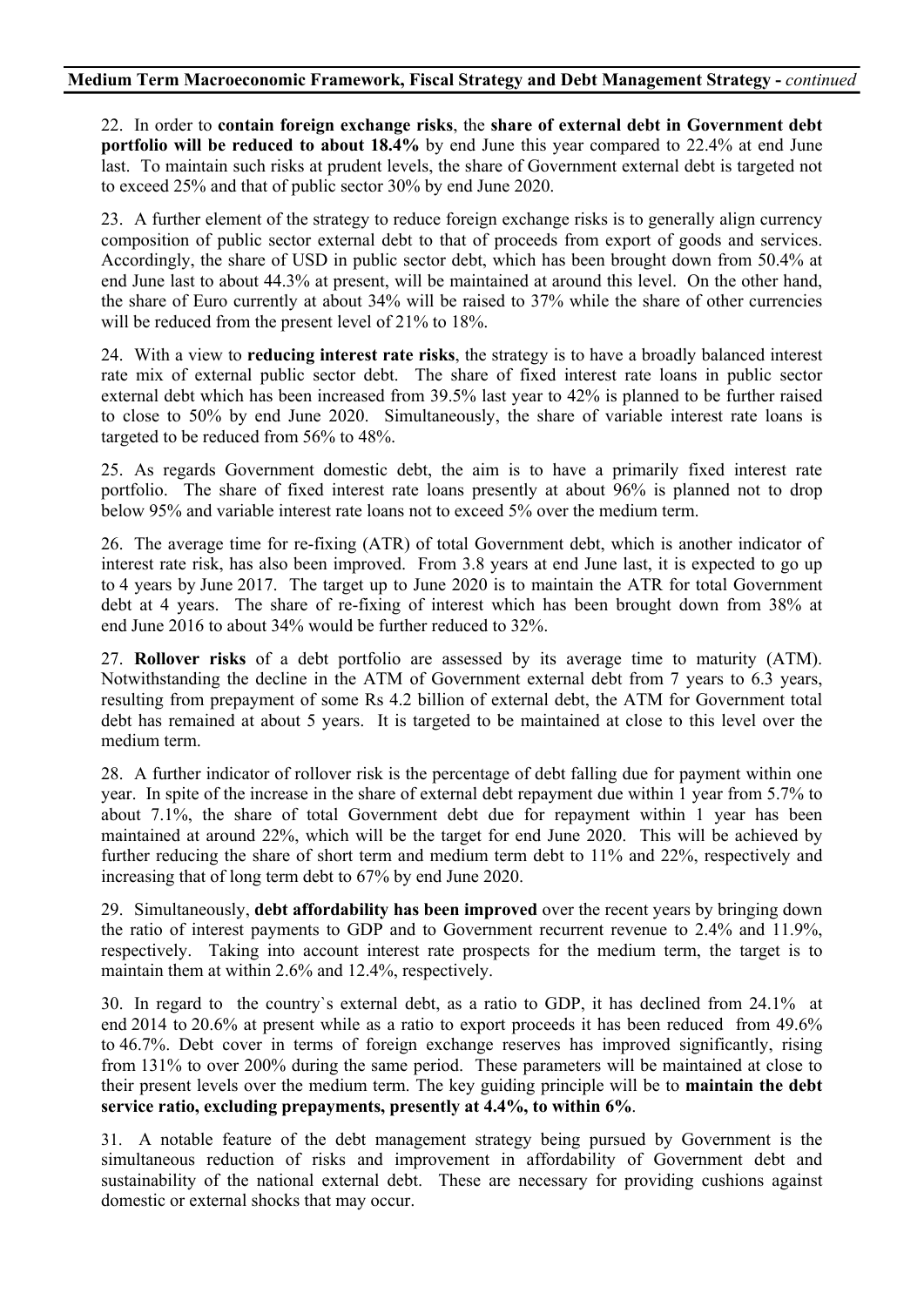22. In order to **contain foreign exchange risks**, the **share of external debt in Government debt portfolio will be reduced to about 18.4%** by end June this year compared to 22.4% at end June last. To maintain such risks at prudent levels, the share of Government external debt is targeted not to exceed 25% and that of public sector 30% by end June 2020.

23. A further element of the strategy to reduce foreign exchange risks is to generally align currency composition of public sector external debt to that of proceeds from export of goods and services. Accordingly, the share of USD in public sector debt, which has been brought down from 50.4% at end June last to about 44.3% at present, will be maintained at around this level. On the other hand, the share of Euro currently at about 34% will be raised to 37% while the share of other currencies will be reduced from the present level of 21% to 18%.

24. With a view to **reducing interest rate risks**, the strategy is to have a broadly balanced interest rate mix of external public sector debt. The share of fixed interest rate loans in public sector external debt which has been increased from 39.5% last year to 42% is planned to be further raised to close to 50% by end June 2020. Simultaneously, the share of variable interest rate loans is targeted to be reduced from 56% to 48%.

25. As regards Government domestic debt, the aim is to have a primarily fixed interest rate portfolio. The share of fixed interest rate loans presently at about 96% is planned not to drop below 95% and variable interest rate loans not to exceed 5% over the medium term.

26. The average time for re-fixing (ATR) of total Government debt, which is another indicator of interest rate risk, has also been improved. From 3.8 years at end June last, it is expected to go up to 4 years by June 2017. The target up to June 2020 is to maintain the ATR for total Government debt at 4 years. The share of re-fixing of interest which has been brought down from 38% at end June 2016 to about 34% would be further reduced to 32%.

27. **Rollover risks** of a debt portfolio are assessed by its average time to maturity (ATM). Notwithstanding the decline in the ATM of Government external debt from 7 years to 6.3 years, resulting from prepayment of some Rs 4.2 billion of external debt, the ATM for Government total debt has remained at about 5 years. It is targeted to be maintained at close to this level over the medium term.

28. A further indicator of rollover risk is the percentage of debt falling due for payment within one year. In spite of the increase in the share of external debt repayment due within 1 year from 5.7% to about 7.1%, the share of total Government debt due for repayment within 1 year has been maintained at around 22%, which will be the target for end June 2020. This will be achieved by further reducing the share of short term and medium term debt to 11% and 22%, respectively and increasing that of long term debt to 67% by end June 2020.

29. Simultaneously, **debt affordability has been improved** over the recent years by bringing down the ratio of interest payments to GDP and to Government recurrent revenue to 2.4% and 11.9%, respectively. Taking into account interest rate prospects for the medium term, the target is to maintain them at within 2.6% and 12.4%, respectively.

30. In regard to the country`s external debt, as a ratio to GDP, it has declined from 24.1% at end 2014 to 20.6% at present while as a ratio to export proceeds it has been reduced from 49.6% to 46.7%. Debt cover in terms of foreign exchange reserves has improved significantly, rising from 131% to over 200% during the same period. These parameters will be maintained at close to their present levels over the medium term. The key guiding principle will be to **maintain the debt service ratio, excluding prepayments, presently at 4.4%, to within 6%**.

31. A notable feature of the debt management strategy being pursued by Government is the simultaneous reduction of risks and improvement in affordability of Government debt and sustainability of the national external debt. These are necessary for providing cushions against domestic or external shocks that may occur.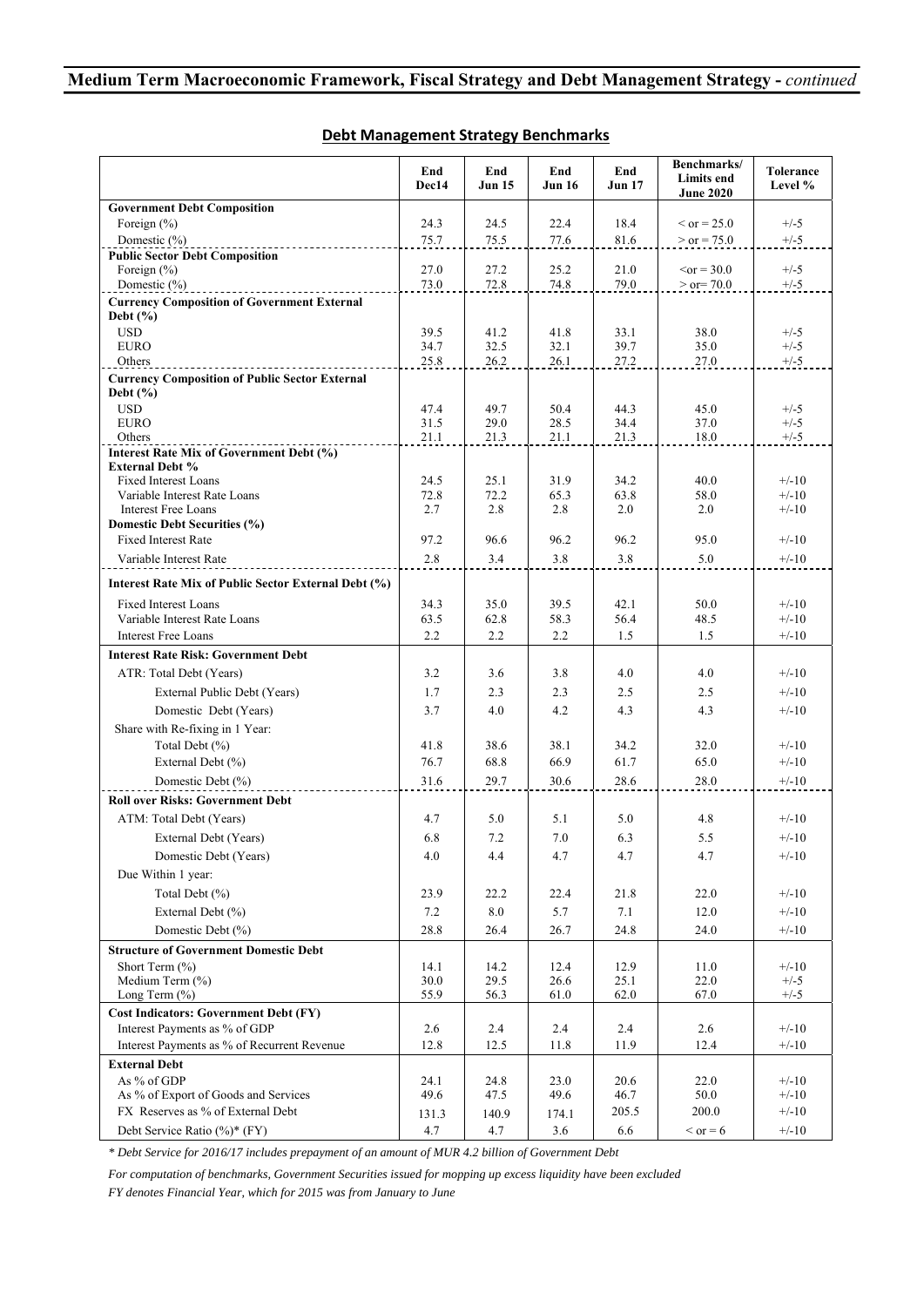## Medium Term Macroeconomic Framework, Fiscal Strategy and Debt Management Strategy - *continued*

### Debt Management Strategy Benchmarks

| | End Dec14 | End Jun 15 | End Jun 16 | End Jun 17 | Benchmarks/ Limits end June 2020 | Tolerance Level % |
|---|---|---|---|---|---|---|
| **Government Debt Composition** | | | | | | |
| Foreign (%) | 24.3 | 24.5 | 22.4 | 18.4 | < or = 25.0 | +/-5 |
| Domestic (%) | 75.7 | 75.5 | 77.6 | 81.6 | > or = 75.0 | +/-5 |
| **Public Sector Debt Composition** | | | | | | |
| Foreign (%) | 27.0 | 27.2 | 25.2 | 21.0 | <or = 30.0 | +/-5 |
| Domestic (%) | 73.0 | 72.8 | 74.8 | 79.0 | > or= 70.0 | +/-5 |
| **Currency Composition of Government External Debt (%)** | | | | | | |
| USD | 39.5 | 41.2 | 41.8 | 33.1 | 38.0 | +/-5 |
| EURO | 34.7 | 32.5 | 32.1 | 39.7 | 35.0 | +/-5 |
| Others | 25.8 | 26.2 | 26.1 | 27.2 | 27.0 | +/-5 |
| **Currency Composition of Public Sector External Debt (%)** | | | | | | |
| USD | 47.4 | 49.7 | 50.4 | 44.3 | 45.0 | +/-5 |
| EURO | 31.5 | 29.0 | 28.5 | 34.4 | 37.0 | +/-5 |
| Others | 21.1 | 21.3 | 21.1 | 21.3 | 18.0 | +/-5 |
| **Interest Rate Mix of Government Debt (%)** | | | | | | |
| **External Debt %** | | | | | | |
| Fixed Interest Loans | 24.5 | 25.1 | 31.9 | 34.2 | 40.0 | +/-10 |
| Variable Interest Rate Loans | 72.8 | 72.2 | 65.3 | 63.8 | 58.0 | +/-10 |
| Interest Free Loans | 2.7 | 2.8 | 2.8 | 2.0 | 2.0 | +/-10 |
| **Domestic Debt Securities (%)** | | | | | | |
| Fixed Interest Rate | 97.2 | 96.6 | 96.2 | 96.2 | 95.0 | +/-10 |
| Variable Interest Rate | 2.8 | 3.4 | 3.8 | 3.8 | 5.0 | +/-10 |
| **Interest Rate Mix of Public Sector External Debt (%)** | | | | | | |
| Fixed Interest Loans | 34.3 | 35.0 | 39.5 | 42.1 | 50.0 | +/-10 |
| Variable Interest Rate Loans | 63.5 | 62.8 | 58.3 | 56.4 | 48.5 | +/-10 |
| Interest Free Loans | 2.2 | 2.2 | 2.2 | 1.5 | 1.5 | +/-10 |
| **Interest Rate Risk: Government Debt** | | | | | | |
| ATR: Total Debt (Years) | 3.2 | 3.6 | 3.8 | 4.0 | 4.0 | +/-10 |
| External Public Debt (Years) | 1.7 | 2.3 | 2.3 | 2.5 | 2.5 | +/-10 |
| Domestic Debt (Years) | 3.7 | 4.0 | 4.2 | 4.3 | 4.3 | +/-10 |
| Share with Re-fixing in 1 Year: | | | | | | |
| Total Debt (%) | 41.8 | 38.6 | 38.1 | 34.2 | 32.0 | +/-10 |
| External Debt (%) | 76.7 | 68.8 | 66.9 | 61.7 | 65.0 | +/-10 |
| Domestic Debt (%) | 31.6 | 29.7 | 30.6 | 28.6 | 28.0 | +/-10 |
| **Roll over Risks: Government Debt** | | | | | | |
| ATM: Total Debt (Years) | 4.7 | 5.0 | 5.1 | 5.0 | 4.8 | +/-10 |
| External Debt (Years) | 6.8 | 7.2 | 7.0 | 6.3 | 5.5 | +/-10 |
| Domestic Debt (Years) | 4.0 | 4.4 | 4.7 | 4.7 | 4.7 | +/-10 |
| Due Within 1 year: | | | | | | |
| Total Debt (%) | 23.9 | 22.2 | 22.4 | 21.8 | 22.0 | +/-10 |
| External Debt (%) | 7.2 | 8.0 | 5.7 | 7.1 | 12.0 | +/-10 |
| Domestic Debt (%) | 28.8 | 26.4 | 26.7 | 24.8 | 24.0 | +/-10 |
| **Structure of Government Domestic Debt** | | | | | | |
| Short Term (%) | 14.1 | 14.2 | 12.4 | 12.9 | 11.0 | +/-10 |
| Medium Term (%) | 30.0 | 29.5 | 26.6 | 25.1 | 22.0 | +/-5 |
| Long Term (%) | 55.9 | 56.3 | 61.0 | 62.0 | 67.0 | +/-5 |
| **Cost Indicators: Government Debt (FY)** | | | | | | |
| Interest Payments as % of GDP | 2.6 | 2.4 | 2.4 | 2.4 | 2.6 | +/-10 |
| Interest Payments as % of Recurrent Revenue | 12.8 | 12.5 | 11.8 | 11.9 | 12.4 | +/-10 |
| **External Debt** | | | | | | |
| As % of GDP | 24.1 | 24.8 | 23.0 | 20.6 | 22.0 | +/-10 |
| As % of Export of Goods and Services | 49.6 | 47.5 | 49.6 | 46.7 | 50.0 | +/-10 |
| FX Reserves as % of External Debt | 131.3 | 140.9 | 174.1 | 205.5 | 200.0 | +/-10 |
| Debt Service Ratio (%)* (FY) | 4.7 | 4.7 | 3.6 | 6.6 | < or = 6 | +/-10 |

*\* Debt Service for 2016/17 includes prepayment of an amount of MUR 4.2 billion of Government Debt*

*For computation of benchmarks, Government Securities issued for mopping up excess liquidity have been excluded*

*FY denotes Financial Year, which for 2015 was from January to June*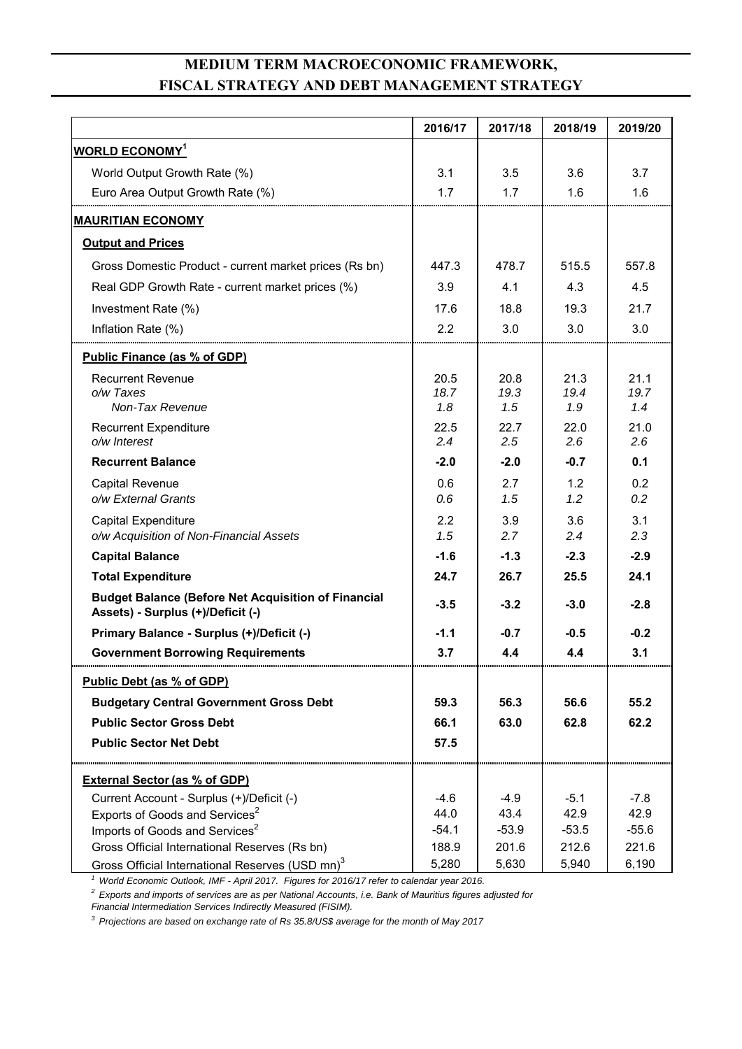# MEDIUM TERM MACROECONOMIC FRAMEWORK, FISCAL STRATEGY AND DEBT MANAGEMENT STRATEGY

| | 2016/17 | 2017/18 | 2018/19 | 2019/20 |
|---|---|---|---|---|
| **WORLD ECONOMY[1]** | | | | |
| World Output Growth Rate (%) | 3.1 | 3.5 | 3.6 | 3.7 |
| Euro Area Output Growth Rate (%) | 1.7 | 1.7 | 1.6 | 1.6 |
| **MAURITIAN ECONOMY** | | | | |
| **Output and Prices** | | | | |
| Gross Domestic Product - current market prices (Rs bn) | 447.3 | 478.7 | 515.5 | 557.8 |
| Real GDP Growth Rate - current market prices (%) | 3.9 | 4.1 | 4.3 | 4.5 |
| Investment Rate (%) | 17.6 | 18.8 | 19.3 | 21.7 |
| Inflation Rate (%) | 2.2 | 3.0 | 3.0 | 3.0 |
| **Public Finance (as % of GDP)** | | | | |
| Recurrent Revenue | 20.5 | 20.8 | 21.3 | 21.1 |
| *o/w Taxes* | *18.7* | *19.3* | *19.4* | *19.7* |
| *Non-Tax Revenue* | *1.8* | *1.5* | *1.9* | *1.4* |
| Recurrent Expenditure | 22.5 | 22.7 | 22.0 | 21.0 |
| *o/w Interest* | *2.4* | *2.5* | *2.6* | *2.6* |
| **Recurrent Balance** | **-2.0** | **-2.0** | **-0.7** | **0.1** |
| Capital Revenue | 0.6 | 2.7 | 1.2 | 0.2 |
| *o/w External Grants* | *0.6* | *1.5* | *1.2* | *0.2* |
| Capital Expenditure | 2.2 | 3.9 | 3.6 | 3.1 |
| *o/w Acquisition of Non-Financial Assets* | *1.5* | *2.7* | *2.4* | *2.3* |
| **Capital Balance** | **-1.6** | **-1.3** | **-2.3** | **-2.9** |
| **Total Expenditure** | **24.7** | **26.7** | **25.5** | **24.1** |
| **Budget Balance (Before Net Acquisition of Financial Assets) - Surplus (+)/Deficit (-)** | **-3.5** | **-3.2** | **-3.0** | **-2.8** |
| **Primary Balance - Surplus (+)/Deficit (-)** | **-1.1** | **-0.7** | **-0.5** | **-0.2** |
| **Government Borrowing Requirements** | **3.7** | **4.4** | **4.4** | **3.1** |
| **Public Debt (as % of GDP)** | | | | |
| **Budgetary Central Government Gross Debt** | **59.3** | **56.3** | **56.6** | **55.2** |
| **Public Sector Gross Debt** | **66.1** | **63.0** | **62.8** | **62.2** |
| **Public Sector Net Debt** | **57.5** | | | |
| **External Sector (as % of GDP)** | | | | |
| Current Account - Surplus (+)/Deficit (-) | -4.6 | -4.9 | -5.1 | -7.8 |
| Exports of Goods and Services[2] | 44.0 | 43.4 | 42.9 | 42.9 |
| Imports of Goods and Services[2] | -54.1 | -53.9 | -53.5 | -55.6 |
| Gross Official International Reserves (Rs bn) | 188.9 | 201.6 | 212.6 | 221.6 |
| Gross Official International Reserves (USD mn)[3] | 5,280 | 5,630 | 5,940 | 6,190 |

[1] *World Economic Outlook, IMF - April 2017. Figures for 2016/17 refer to calendar year 2016.*

[2] *Exports and imports of services are as per National Accounts, i.e. Bank of Mauritius figures adjusted for Financial Intermediation Services Indirectly Measured (FISIM).*

[3] *Projections are based on exchange rate of Rs 35.8/US$ average for the month of May 2017*